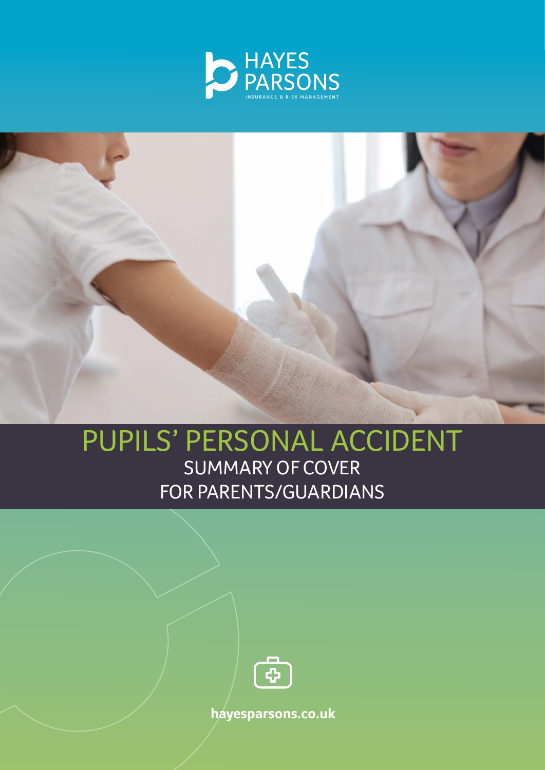HAYES PARSONS

INSURANCE & RISK MANAGEMENT

# PUPILS' PERSONAL ACCIDENT

## SUMMARY OF COVER FOR PARENTS/GUARDIANS

hayesparsons.co.uk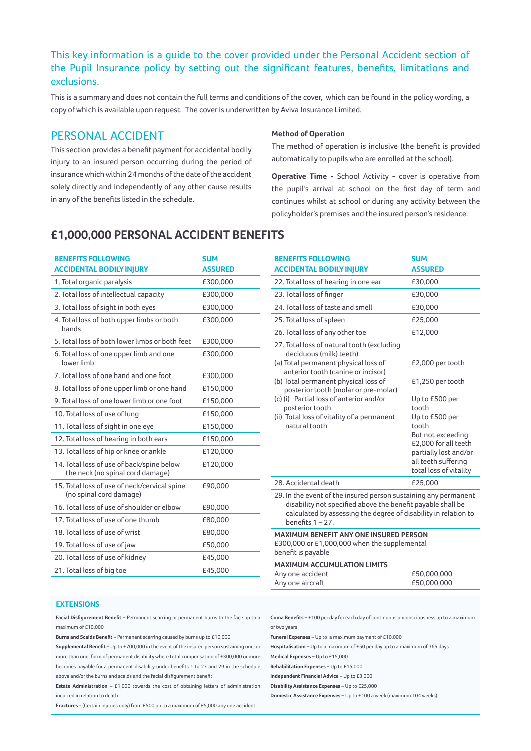This key information is a guide to the cover provided under the Personal Accident section of the Pupil Insurance policy by setting out the significant features, benefits, limitations and exclusions.

This is a summary and does not contain the full terms and conditions of the cover, which can be found in the policy wording, a copy of which is available upon request. The cover is underwritten by Aviva Insurance Limited.

## PERSONAL ACCIDENT

This section provides a benefit payment for accidental bodily injury to an insured person occurring during the period of insurance which within 24 months of the date of the accident solely directly and independently of any other cause results in any of the benefits listed in the schedule.

**Method of Operation**

The method of operation is inclusive (the benefit is provided automatically to pupils who are enrolled at the school).

**Operative Time** - School Activity - cover is operative from the pupil's arrival at school on the first day of term and continues whilst at school or during any activity between the policyholder's premises and the insured person's residence.

## £1,000,000 PERSONAL ACCIDENT BENEFITS

| BENEFITS FOLLOWING ACCIDENTAL BODILY INJURY | SUM ASSURED |
|---|---|
| 1. Total organic paralysis | £300,000 |
| 2. Total loss of intellectual capacity | £300,000 |
| 3. Total loss of sight in both eyes | £300,000 |
| 4. Total loss of both upper limbs or both hands | £300,000 |
| 5. Total loss of both lower limbs or both feet | £300,000 |
| 6. Total loss of one upper limb and one lower limb | £300,000 |
| 7. Total loss of one hand and one foot | £300,000 |
| 8. Total loss of one upper limb or one hand | £150,000 |
| 9. Total loss of one lower limb or one foot | £150,000 |
| 10. Total loss of use of lung | £150,000 |
| 11. Total loss of sight in one eye | £150,000 |
| 12. Total loss of hearing in both ears | £150,000 |
| 13. Total loss of hip or knee or ankle | £120,000 |
| 14. Total loss of use of back/spine below the neck (no spinal cord damage) | £120,000 |
| 15. Total loss of use of neck/cervical spine (no spinal cord damage) | £90,000 |
| 16. Total loss of use of shoulder or elbow | £90,000 |
| 17. Total loss of use of one thumb | £80,000 |
| 18. Total loss of use of wrist | £80,000 |
| 19. Total loss of use of jaw | £50,000 |
| 20. Total loss of use of kidney | £45,000 |
| 21. Total loss of big toe | £45,000 |
| 22. Total loss of hearing in one ear | £30,000 |
| 23. Total loss of finger | £30,000 |
| 24. Total loss of taste and smell | £30,000 |
| 25. Total loss of spleen | £25,000 |
| 26. Total loss of any other toe | £12,000 |
| 27. Total loss of natural tooth (excluding deciduous (milk) teeth) | |
| (a) Total permanent physical loss of anterior tooth (canine or incisor) | £2,000 per tooth |
| (b) Total permanent physical loss of posterior tooth (molar or pre-molar) | £1,250 per tooth |
| (c) (i) Partial loss of anterior and/or posterior tooth | Up to £500 per tooth |
| (ii) Total loss of vitality of a permanent natural tooth | Up to £500 per tooth<br>But not exceeding £2,000 for all teeth partially lost and/or all teeth suffering total loss of vitality |
| 28. Accidental death | £25,000 |
| 29. In the event of the insured person sustaining any permanent disability not specified above the benefit payable shall be calculated by assessing the degree of disability in relation to benefits 1 – 27. | |

**MAXIMUM BENEFIT ANY ONE INSURED PERSON**
£300,000 or £1,000,000 when the supplemental benefit is payable

| MAXIMUM ACCUMULATION LIMITS | |
|---|---|
| Any one accident | £50,000,000 |
| Any one aircraft | £50,000,000 |

### EXTENSIONS

**Facial Disfigurement Benefit –** Permanent scarring or permanent burns to the face up to a maximum of £10,000

**Burns and Scalds Benefit –** Permanent scarring caused by burns up to £10,000

**Supplemental Benefit –** Up to £700,000 in the event of the insured person sustaining one, or more than one, form of permanent disability where total compensation of £300,000 or more becomes payable for a permanent disability under benefits 1 to 27 and 29 in the schedule above and/or the burns and scalds and the facial disfigurement benefit

**Estate Administration –** £1,000 towards the cost of obtaining letters of administration incurred in relation to death

**Fractures** - (Certain injuries only) From £500 up to a maximum of £5,000 any one accident

**Coma Benefits –** £100 per day for each day of continuous unconsciousness up to a maximum of two years

**Funeral Expenses –** Up to a maximum payment of £10,000

**Hospitalisation –** Up to a maximum of £50 per day up to a maximum of 365 days

**Medical Expenses –** Up to £15,000

**Rehabilitation Expenses –** Up to £15,000

**Independent Financial Advice –** Up to £3,000

**Disability Assistance Expenses –** Up to £25,000

**Domestic Assistance Expenses –** Up to £100 a week (maximum 104 weeks)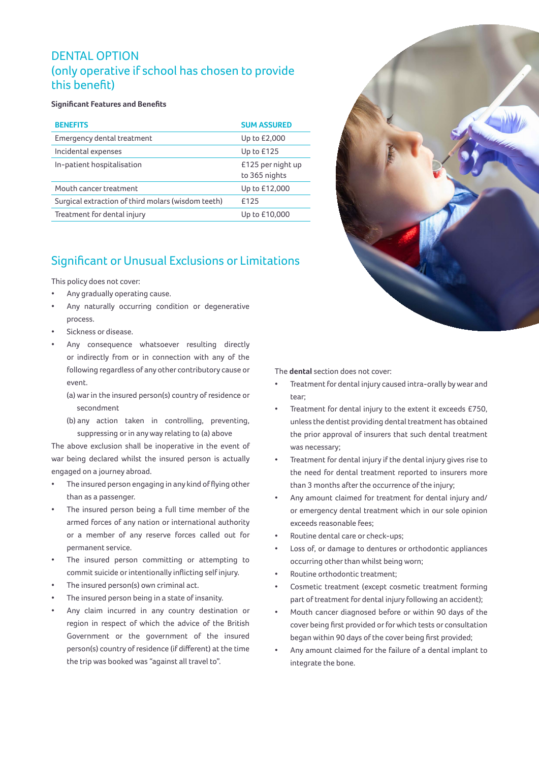## DENTAL OPTION
## (only operative if school has chosen to provide this benefit)

**Significant Features and Benefits**

| BENEFITS | SUM ASSURED |
|---|---|
| Emergency dental treatment | Up to £2,000 |
| Incidental expenses | Up to £125 |
| In-patient hospitalisation | £125 per night up to 365 nights |
| Mouth cancer treatment | Up to £12,000 |
| Surgical extraction of third molars (wisdom teeth) | £125 |
| Treatment for dental injury | Up to £10,000 |

## Significant or Unusual Exclusions or Limitations

This policy does not cover:

- Any gradually operating cause.
- Any naturally occurring condition or degenerative process.
- Sickness or disease.
- Any consequence whatsoever resulting directly or indirectly from or in connection with any of the following regardless of any other contributory cause or event.
  - (a) war in the insured person(s) country of residence or secondment
  - (b) any action taken in controlling, preventing, suppressing or in any way relating to (a) above

The above exclusion shall be inoperative in the event of war being declared whilst the insured person is actually engaged on a journey abroad.

- The insured person engaging in any kind of flying other than as a passenger.
- The insured person being a full time member of the armed forces of any nation or international authority or a member of any reserve forces called out for permanent service.
- The insured person committing or attempting to commit suicide or intentionally inflicting self injury.
- The insured person(s) own criminal act.
- The insured person being in a state of insanity.
- Any claim incurred in any country destination or region in respect of which the advice of the British Government or the government of the insured person(s) country of residence (if different) at the time the trip was booked was "against all travel to".

The **dental** section does not cover:

- Treatment for dental injury caused intra-orally by wear and tear;
- Treatment for dental injury to the extent it exceeds £750, unless the dentist providing dental treatment has obtained the prior approval of insurers that such dental treatment was necessary;
- Treatment for dental injury if the dental injury gives rise to the need for dental treatment reported to insurers more than 3 months after the occurrence of the injury;
- Any amount claimed for treatment for dental injury and/ or emergency dental treatment which in our sole opinion exceeds reasonable fees;
- Routine dental care or check-ups;
- Loss of, or damage to dentures or orthodontic appliances occurring other than whilst being worn;
- Routine orthodontic treatment;
- Cosmetic treatment (except cosmetic treatment forming part of treatment for dental injury following an accident);
- Mouth cancer diagnosed before or within 90 days of the cover being first provided or for which tests or consultation began within 90 days of the cover being first provided;
- Any amount claimed for the failure of a dental implant to integrate the bone.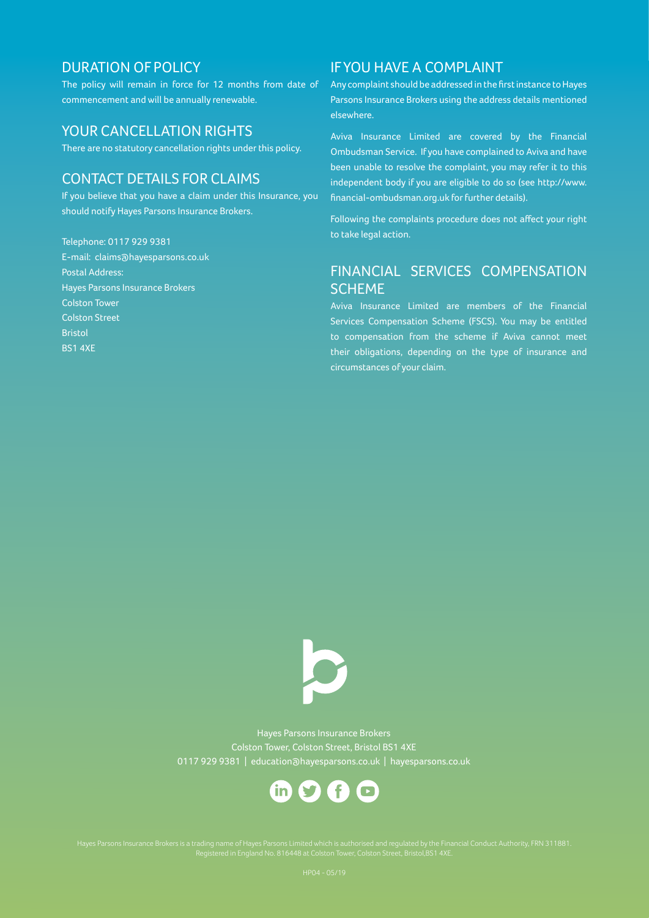## DURATION OF POLICY

The policy will remain in force for 12 months from date of commencement and will be annually renewable.

## YOUR CANCELLATION RIGHTS

There are no statutory cancellation rights under this policy.

## CONTACT DETAILS FOR CLAIMS

If you believe that you have a claim under this Insurance, you should notify Hayes Parsons Insurance Brokers.

Telephone: 0117 929 9381
E-mail: claims@hayesparsons.co.uk
Postal Address:
Hayes Parsons Insurance Brokers
Colston Tower
Colston Street
Bristol
BS1 4XE

## IF YOU HAVE A COMPLAINT

Any complaint should be addressed in the first instance to Hayes Parsons Insurance Brokers using the address details mentioned elsewhere.

Aviva Insurance Limited are covered by the Financial Ombudsman Service. If you have complained to Aviva and have been unable to resolve the complaint, you may refer it to this independent body if you are eligible to do so (see http://www.financial-ombudsman.org.uk for further details).

Following the complaints procedure does not affect your right to take legal action.

## FINANCIAL SERVICES COMPENSATION SCHEME

Aviva Insurance Limited are members of the Financial Services Compensation Scheme (FSCS). You may be entitled to compensation from the scheme if Aviva cannot meet their obligations, depending on the type of insurance and circumstances of your claim.

Hayes Parsons Insurance Brokers
Colston Tower, Colston Street, Bristol BS1 4XE
0117 929 9381 | education@hayesparsons.co.uk | hayesparsons.co.uk

Hayes Parsons Insurance Brokers is a trading name of Hayes Parsons Limited which is authorised and regulated by the Financial Conduct Authority, FRN 311881.
Registered in England No. 816448 at Colston Tower, Colston Street, Bristol,BS1 4XE.

HP04 - 05/19